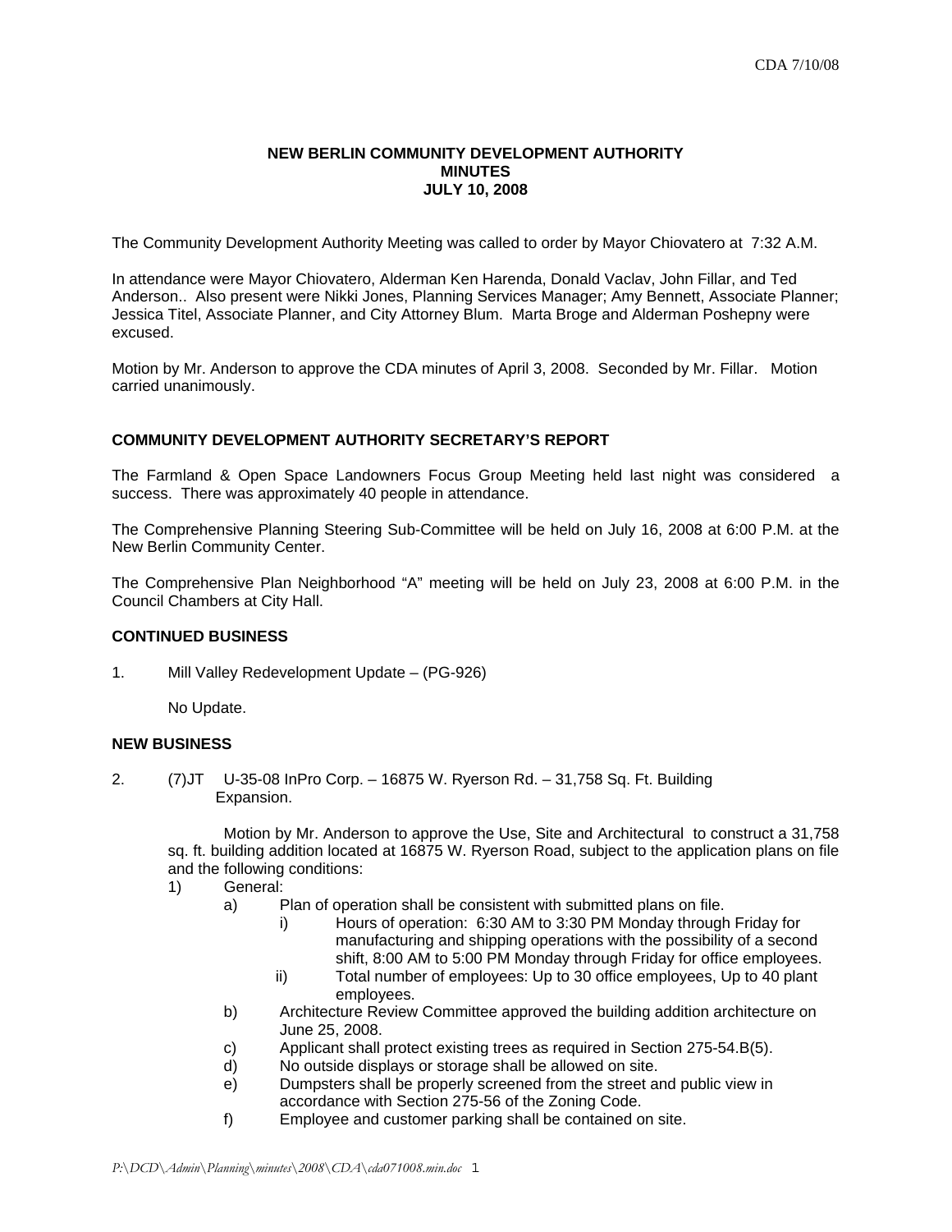# NEW BERLIN COMMUNITY DEVELOPMENT AUTHORITY
# MINUTES
# JULY 10, 2008

The Community Development Authority Meeting was called to order by Mayor Chiovatero at 7:32 A.M.

In attendance were Mayor Chiovatero, Alderman Ken Harenda, Donald Vaclav, John Fillar, and Ted Anderson.. Also present were Nikki Jones, Planning Services Manager; Amy Bennett, Associate Planner; Jessica Titel, Associate Planner, and City Attorney Blum. Marta Broge and Alderman Poshepny were excused.

Motion by Mr. Anderson to approve the CDA minutes of April 3, 2008. Seconded by Mr. Fillar. Motion carried unanimously.

## COMMUNITY DEVELOPMENT AUTHORITY SECRETARY'S REPORT

The Farmland & Open Space Landowners Focus Group Meeting held last night was considered a success. There was approximately 40 people in attendance.

The Comprehensive Planning Steering Sub-Committee will be held on July 16, 2008 at 6:00 P.M. at the New Berlin Community Center.

The Comprehensive Plan Neighborhood "A" meeting will be held on July 23, 2008 at 6:00 P.M. in the Council Chambers at City Hall.

## CONTINUED BUSINESS

1. Mill Valley Redevelopment Update – (PG-926)

   No Update.

## NEW BUSINESS

2. (7)JT U-35-08 InPro Corp. – 16875 W. Ryerson Rd. – 31,758 Sq. Ft. Building Expansion.

   Motion by Mr. Anderson to approve the Use, Site and Architectural to construct a 31,758 sq. ft. building addition located at 16875 W. Ryerson Road, subject to the application plans on file and the following conditions:

   1) General:
      a) Plan of operation shall be consistent with submitted plans on file.
         i) Hours of operation: 6:30 AM to 3:30 PM Monday through Friday for manufacturing and shipping operations with the possibility of a second shift, 8:00 AM to 5:00 PM Monday through Friday for office employees.
         ii) Total number of employees: Up to 30 office employees, Up to 40 plant employees.
      b) Architecture Review Committee approved the building addition architecture on June 25, 2008.
      c) Applicant shall protect existing trees as required in Section 275-54.B(5).
      d) No outside displays or storage shall be allowed on site.
      e) Dumpsters shall be properly screened from the street and public view in accordance with Section 275-56 of the Zoning Code.
      f) Employee and customer parking shall be contained on site.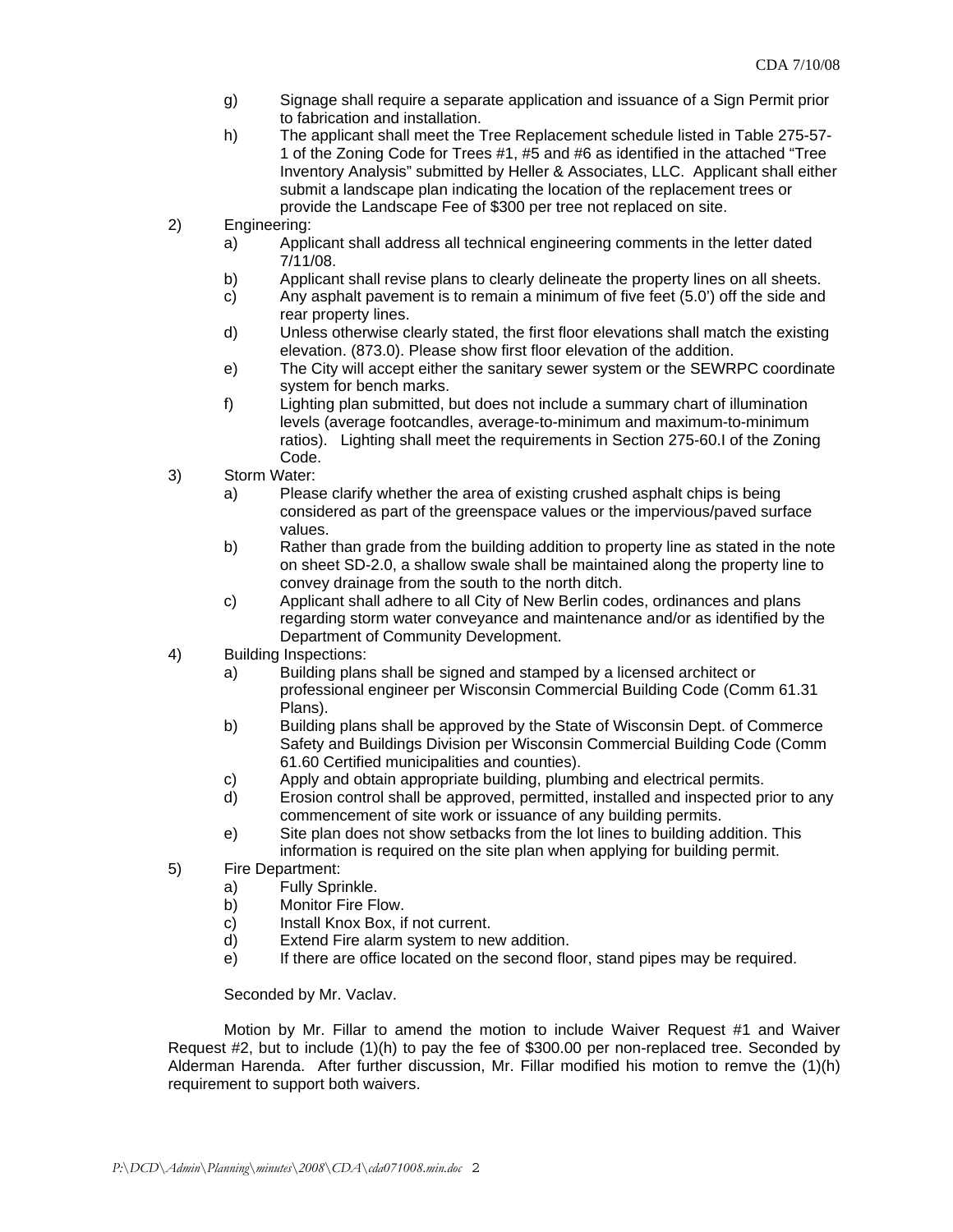g) Signage shall require a separate application and issuance of a Sign Permit prior to fabrication and installation.

h) The applicant shall meet the Tree Replacement schedule listed in Table 275-57-1 of the Zoning Code for Trees #1, #5 and #6 as identified in the attached "Tree Inventory Analysis" submitted by Heller & Associates, LLC. Applicant shall either submit a landscape plan indicating the location of the replacement trees or provide the Landscape Fee of $300 per tree not replaced on site.

2) Engineering:
   a) Applicant shall address all technical engineering comments in the letter dated 7/11/08.
   b) Applicant shall revise plans to clearly delineate the property lines on all sheets.
   c) Any asphalt pavement is to remain a minimum of five feet (5.0') off the side and rear property lines.
   d) Unless otherwise clearly stated, the first floor elevations shall match the existing elevation. (873.0). Please show first floor elevation of the addition.
   e) The City will accept either the sanitary sewer system or the SEWRPC coordinate system for bench marks.
   f) Lighting plan submitted, but does not include a summary chart of illumination levels (average footcandles, average-to-minimum and maximum-to-minimum ratios). Lighting shall meet the requirements in Section 275-60.I of the Zoning Code.

3) Storm Water:
   a) Please clarify whether the area of existing crushed asphalt chips is being considered as part of the greenspace values or the impervious/paved surface values.
   b) Rather than grade from the building addition to property line as stated in the note on sheet SD-2.0, a shallow swale shall be maintained along the property line to convey drainage from the south to the north ditch.
   c) Applicant shall adhere to all City of New Berlin codes, ordinances and plans regarding storm water conveyance and maintenance and/or as identified by the Department of Community Development.

4) Building Inspections:
   a) Building plans shall be signed and stamped by a licensed architect or professional engineer per Wisconsin Commercial Building Code (Comm 61.31 Plans).
   b) Building plans shall be approved by the State of Wisconsin Dept. of Commerce Safety and Buildings Division per Wisconsin Commercial Building Code (Comm 61.60 Certified municipalities and counties).
   c) Apply and obtain appropriate building, plumbing and electrical permits.
   d) Erosion control shall be approved, permitted, installed and inspected prior to any commencement of site work or issuance of any building permits.
   e) Site plan does not show setbacks from the lot lines to building addition. This information is required on the site plan when applying for building permit.

5) Fire Department:
   a) Fully Sprinkle.
   b) Monitor Fire Flow.
   c) Install Knox Box, if not current.
   d) Extend Fire alarm system to new addition.
   e) If there are office located on the second floor, stand pipes may be required.

Seconded by Mr. Vaclav.

Motion by Mr. Fillar to amend the motion to include Waiver Request #1 and Waiver Request #2, but to include (1)(h) to pay the fee of $300.00 per non-replaced tree. Seconded by Alderman Harenda. After further discussion, Mr. Fillar modified his motion to remve the (1)(h) requirement to support both waivers.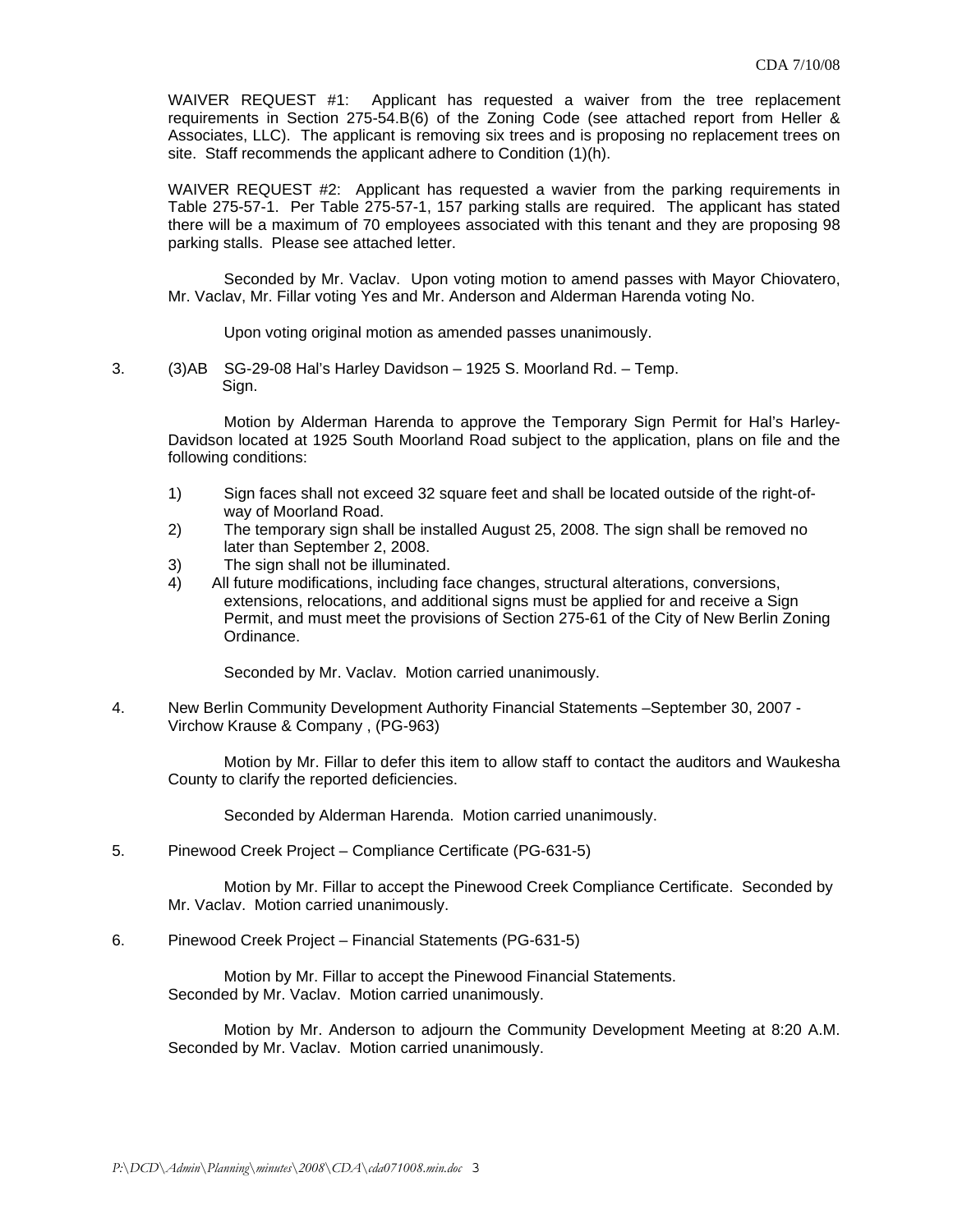WAIVER REQUEST #1: Applicant has requested a waiver from the tree replacement requirements in Section 275-54.B(6) of the Zoning Code (see attached report from Heller & Associates, LLC). The applicant is removing six trees and is proposing no replacement trees on site. Staff recommends the applicant adhere to Condition (1)(h).

WAIVER REQUEST #2: Applicant has requested a wavier from the parking requirements in Table 275-57-1. Per Table 275-57-1, 157 parking stalls are required. The applicant has stated there will be a maximum of 70 employees associated with this tenant and they are proposing 98 parking stalls. Please see attached letter.

Seconded by Mr. Vaclav. Upon voting motion to amend passes with Mayor Chiovatero, Mr. Vaclav, Mr. Fillar voting Yes and Mr. Anderson and Alderman Harenda voting No.

Upon voting original motion as amended passes unanimously.

3. (3)AB SG-29-08 Hal's Harley Davidson – 1925 S. Moorland Rd. – Temp. Sign.

Motion by Alderman Harenda to approve the Temporary Sign Permit for Hal's Harley-Davidson located at 1925 South Moorland Road subject to the application, plans on file and the following conditions:

1) Sign faces shall not exceed 32 square feet and shall be located outside of the right-of-way of Moorland Road.
2) The temporary sign shall be installed August 25, 2008. The sign shall be removed no later than September 2, 2008.
3) The sign shall not be illuminated.
4) All future modifications, including face changes, structural alterations, conversions, extensions, relocations, and additional signs must be applied for and receive a Sign Permit, and must meet the provisions of Section 275-61 of the City of New Berlin Zoning Ordinance.

Seconded by Mr. Vaclav. Motion carried unanimously.

4. New Berlin Community Development Authority Financial Statements –September 30, 2007 - Virchow Krause & Company , (PG-963)

Motion by Mr. Fillar to defer this item to allow staff to contact the auditors and Waukesha County to clarify the reported deficiencies.

Seconded by Alderman Harenda. Motion carried unanimously.

5. Pinewood Creek Project – Compliance Certificate (PG-631-5)

Motion by Mr. Fillar to accept the Pinewood Creek Compliance Certificate. Seconded by Mr. Vaclav. Motion carried unanimously.

6. Pinewood Creek Project – Financial Statements (PG-631-5)

Motion by Mr. Fillar to accept the Pinewood Financial Statements. Seconded by Mr. Vaclav. Motion carried unanimously.

Motion by Mr. Anderson to adjourn the Community Development Meeting at 8:20 A.M. Seconded by Mr. Vaclav. Motion carried unanimously.